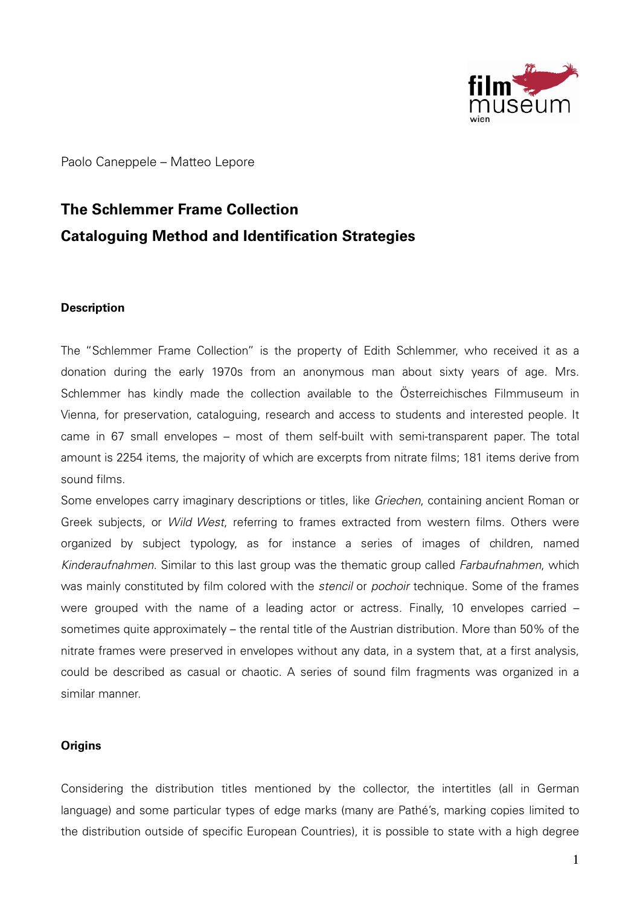Paolo Caneppele – Matteo Lepore

# The Schlemmer Frame Collection
# Cataloguing Method and Identification Strategies

### Description

The "Schlemmer Frame Collection" is the property of Edith Schlemmer, who received it as a donation during the early 1970s from an anonymous man about sixty years of age. Mrs. Schlemmer has kindly made the collection available to the Österreichisches Filmmuseum in Vienna, for preservation, cataloguing, research and access to students and interested people. It came in 67 small envelopes – most of them self-built with semi-transparent paper. The total amount is 2254 items, the majority of which are excerpts from nitrate films; 181 items derive from sound films.

Some envelopes carry imaginary descriptions or titles, like *Griechen*, containing ancient Roman or Greek subjects, or *Wild West*, referring to frames extracted from western films. Others were organized by subject typology, as for instance a series of images of children, named *Kinderaufnahmen*. Similar to this last group was the thematic group called *Farbaufnahmen*, which was mainly constituted by film colored with the *stencil* or *pochoir* technique. Some of the frames were grouped with the name of a leading actor or actress. Finally, 10 envelopes carried – sometimes quite approximately – the rental title of the Austrian distribution. More than 50% of the nitrate frames were preserved in envelopes without any data, in a system that, at a first analysis, could be described as casual or chaotic. A series of sound film fragments was organized in a similar manner.

### Origins

Considering the distribution titles mentioned by the collector, the intertitles (all in German language) and some particular types of edge marks (many are Pathé's, marking copies limited to the distribution outside of specific European Countries), it is possible to state with a high degree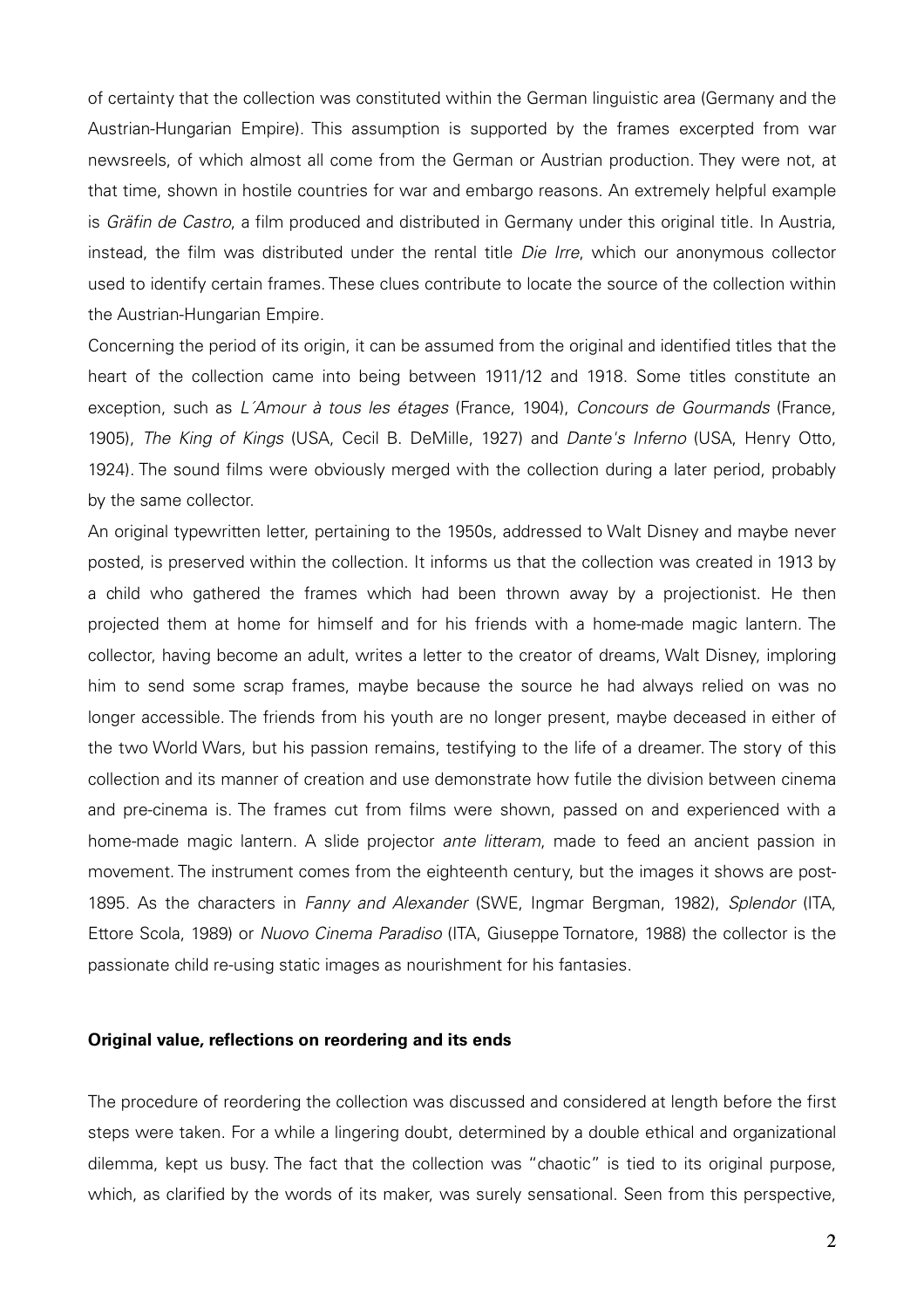of certainty that the collection was constituted within the German linguistic area (Germany and the Austrian-Hungarian Empire). This assumption is supported by the frames excerpted from war newsreels, of which almost all come from the German or Austrian production. They were not, at that time, shown in hostile countries for war and embargo reasons. An extremely helpful example is *Gräfin de Castro*, a film produced and distributed in Germany under this original title. In Austria, instead, the film was distributed under the rental title *Die Irre*, which our anonymous collector used to identify certain frames. These clues contribute to locate the source of the collection within the Austrian-Hungarian Empire.

Concerning the period of its origin, it can be assumed from the original and identified titles that the heart of the collection came into being between 1911/12 and 1918. Some titles constitute an exception, such as *L´Amour à tous les étages* (France, 1904), *Concours de Gourmands* (France, 1905), *The King of Kings* (USA, Cecil B. DeMille, 1927) and *Dante's Inferno* (USA, Henry Otto, 1924). The sound films were obviously merged with the collection during a later period, probably by the same collector.

An original typewritten letter, pertaining to the 1950s, addressed to Walt Disney and maybe never posted, is preserved within the collection. It informs us that the collection was created in 1913 by a child who gathered the frames which had been thrown away by a projectionist. He then projected them at home for himself and for his friends with a home-made magic lantern. The collector, having become an adult, writes a letter to the creator of dreams, Walt Disney, imploring him to send some scrap frames, maybe because the source he had always relied on was no longer accessible. The friends from his youth are no longer present, maybe deceased in either of the two World Wars, but his passion remains, testifying to the life of a dreamer. The story of this collection and its manner of creation and use demonstrate how futile the division between cinema and pre-cinema is. The frames cut from films were shown, passed on and experienced with a home-made magic lantern. A slide projector *ante litteram*, made to feed an ancient passion in movement. The instrument comes from the eighteenth century, but the images it shows are post-1895. As the characters in *Fanny and Alexander* (SWE, Ingmar Bergman, 1982), *Splendor* (ITA, Ettore Scola, 1989) or *Nuovo Cinema Paradiso* (ITA, Giuseppe Tornatore, 1988) the collector is the passionate child re-using static images as nourishment for his fantasies.

**Original value, reflections on reordering and its ends**

The procedure of reordering the collection was discussed and considered at length before the first steps were taken. For a while a lingering doubt, determined by a double ethical and organizational dilemma, kept us busy. The fact that the collection was "chaotic" is tied to its original purpose, which, as clarified by the words of its maker, was surely sensational. Seen from this perspective,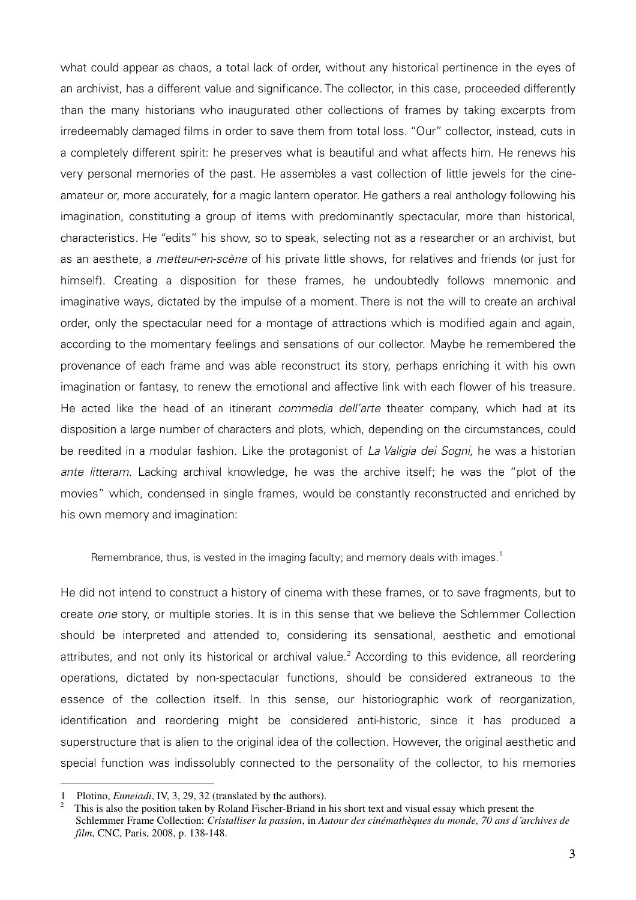what could appear as chaos, a total lack of order, without any historical pertinence in the eyes of an archivist, has a different value and significance. The collector, in this case, proceeded differently than the many historians who inaugurated other collections of frames by taking excerpts from irredeemably damaged films in order to save them from total loss. "Our" collector, instead, cuts in a completely different spirit: he preserves what is beautiful and what affects him. He renews his very personal memories of the past. He assembles a vast collection of little jewels for the cine-amateur or, more accurately, for a magic lantern operator. He gathers a real anthology following his imagination, constituting a group of items with predominantly spectacular, more than historical, characteristics. He "edits" his show, so to speak, selecting not as a researcher or an archivist, but as an aesthete, a *metteur-en-scène* of his private little shows, for relatives and friends (or just for himself). Creating a disposition for these frames, he undoubtedly follows mnemonic and imaginative ways, dictated by the impulse of a moment. There is not the will to create an archival order, only the spectacular need for a montage of attractions which is modified again and again, according to the momentary feelings and sensations of our collector. Maybe he remembered the provenance of each frame and was able reconstruct its story, perhaps enriching it with his own imagination or fantasy, to renew the emotional and affective link with each flower of his treasure. He acted like the head of an itinerant *commedia dell'arte* theater company, which had at its disposition a large number of characters and plots, which, depending on the circumstances, could be reedited in a modular fashion. Like the protagonist of *La Valigia dei Sogni*, he was a historian *ante litteram*. Lacking archival knowledge, he was the archive itself; he was the "plot of the movies" which, condensed in single frames, would be constantly reconstructed and enriched by his own memory and imagination:

> Remembrance, thus, is vested in the imaging faculty; and memory deals with images.[1]

He did not intend to construct a history of cinema with these frames, or to save fragments, but to create *one* story, or multiple stories. It is in this sense that we believe the Schlemmer Collection should be interpreted and attended to, considering its sensational, aesthetic and emotional attributes, and not only its historical or archival value.[2] According to this evidence, all reordering operations, dictated by non-spectacular functions, should be considered extraneous to the essence of the collection itself. In this sense, our historiographic work of reorganization, identification and reordering might be considered anti-historic, since it has produced a superstructure that is alien to the original idea of the collection. However, the original aesthetic and special function was indissolubly connected to the personality of the collector, to his memories

---

1 Plotino, *Enneiadi*, IV, 3, 29, 32 (translated by the authors).

2 This is also the position taken by Roland Fischer-Briand in his short text and visual essay which present the Schlemmer Frame Collection: *Cristalliser la passion*, in *Autour des cinémathèques du monde, 70 ans d´archives de film*, CNC, Paris, 2008, p. 138-148.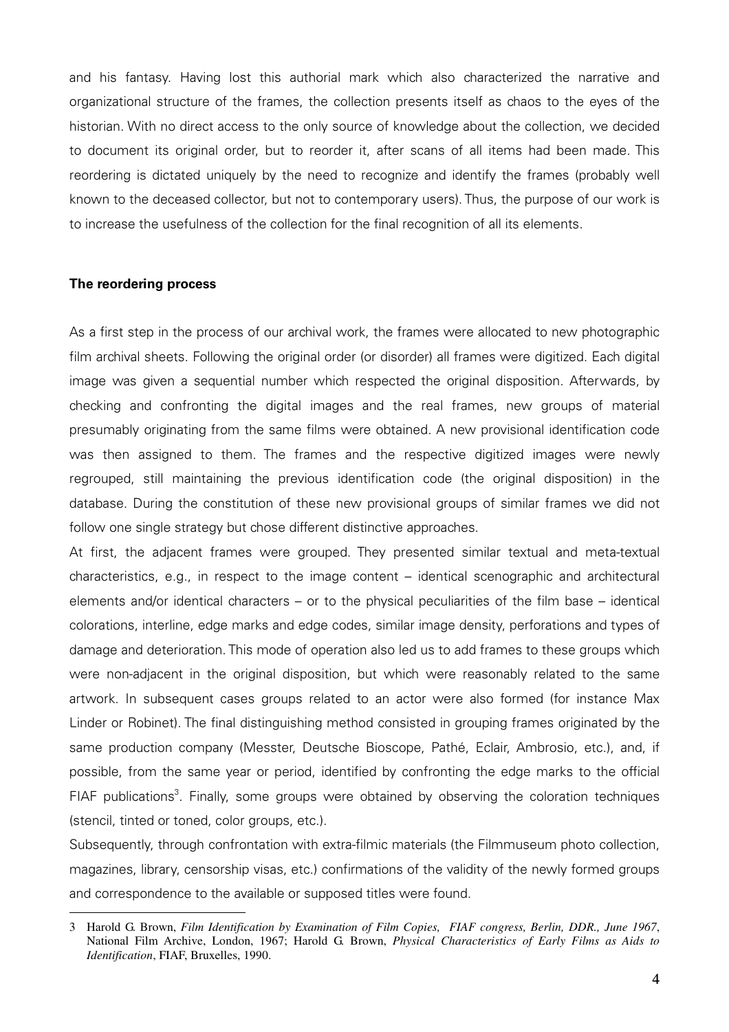and his fantasy. Having lost this authorial mark which also characterized the narrative and organizational structure of the frames, the collection presents itself as chaos to the eyes of the historian. With no direct access to the only source of knowledge about the collection, we decided to document its original order, but to reorder it, after scans of all items had been made. This reordering is dictated uniquely by the need to recognize and identify the frames (probably well known to the deceased collector, but not to contemporary users). Thus, the purpose of our work is to increase the usefulness of the collection for the final recognition of all its elements.

### The reordering process

As a first step in the process of our archival work, the frames were allocated to new photographic film archival sheets. Following the original order (or disorder) all frames were digitized. Each digital image was given a sequential number which respected the original disposition. Afterwards, by checking and confronting the digital images and the real frames, new groups of material presumably originating from the same films were obtained. A new provisional identification code was then assigned to them. The frames and the respective digitized images were newly regrouped, still maintaining the previous identification code (the original disposition) in the database. During the constitution of these new provisional groups of similar frames we did not follow one single strategy but chose different distinctive approaches.

At first, the adjacent frames were grouped. They presented similar textual and meta-textual characteristics, e.g., in respect to the image content – identical scenographic and architectural elements and/or identical characters – or to the physical peculiarities of the film base – identical colorations, interline, edge marks and edge codes, similar image density, perforations and types of damage and deterioration. This mode of operation also led us to add frames to these groups which were non-adjacent in the original disposition, but which were reasonably related to the same artwork. In subsequent cases groups related to an actor were also formed (for instance Max Linder or Robinet). The final distinguishing method consisted in grouping frames originated by the same production company (Messter, Deutsche Bioscope, Pathé, Eclair, Ambrosio, etc.), and, if possible, from the same year or period, identified by confronting the edge marks to the official FIAF publications[3]. Finally, some groups were obtained by observing the coloration techniques (stencil, tinted or toned, color groups, etc.).

Subsequently, through confrontation with extra-filmic materials (the Filmmuseum photo collection, magazines, library, censorship visas, etc.) confirmations of the validity of the newly formed groups and correspondence to the available or supposed titles were found.

---

3 Harold G. Brown, *Film Identification by Examination of Film Copies, FIAF congress, Berlin, DDR., June 1967*, National Film Archive, London, 1967; Harold G. Brown, *Physical Characteristics of Early Films as Aids to Identification*, FIAF, Bruxelles, 1990.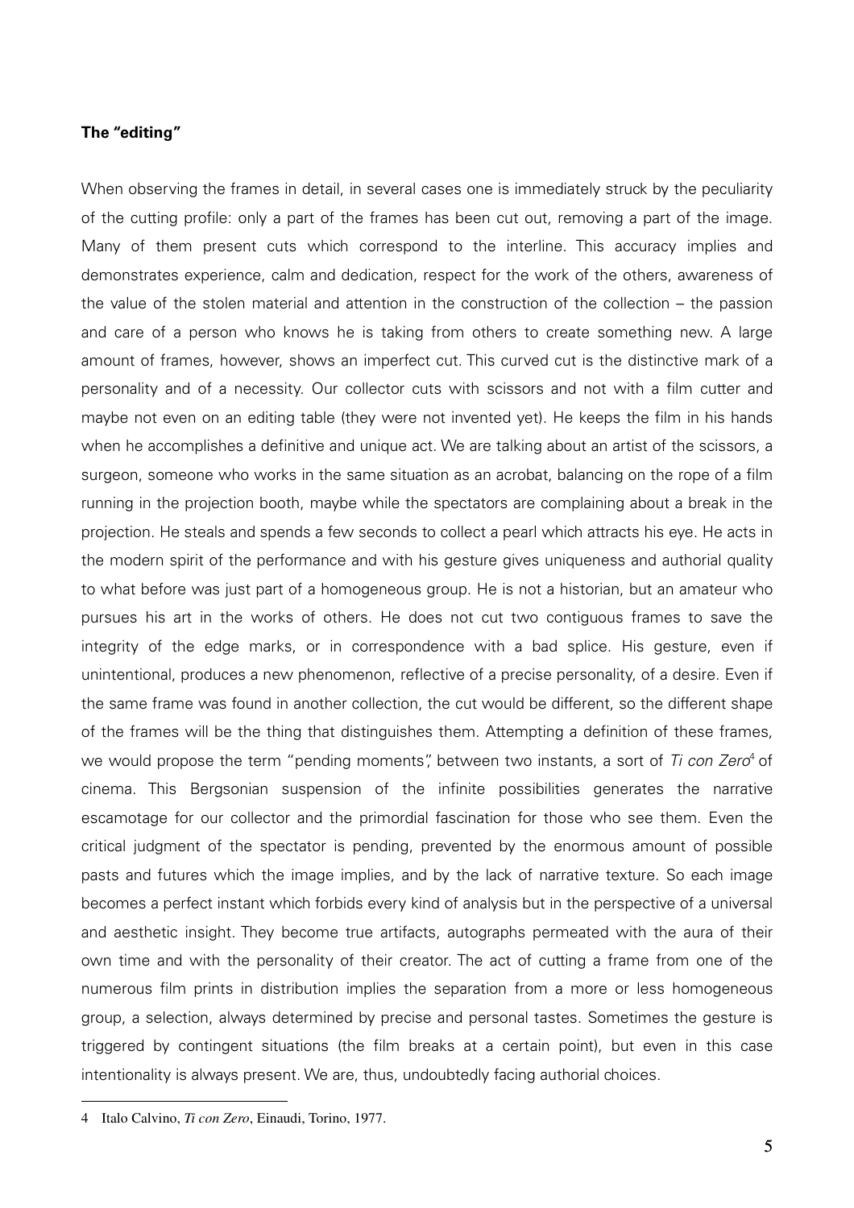**The "editing"**

When observing the frames in detail, in several cases one is immediately struck by the peculiarity of the cutting profile: only a part of the frames has been cut out, removing a part of the image. Many of them present cuts which correspond to the interline. This accuracy implies and demonstrates experience, calm and dedication, respect for the work of the others, awareness of the value of the stolen material and attention in the construction of the collection – the passion and care of a person who knows he is taking from others to create something new. A large amount of frames, however, shows an imperfect cut. This curved cut is the distinctive mark of a personality and of a necessity. Our collector cuts with scissors and not with a film cutter and maybe not even on an editing table (they were not invented yet). He keeps the film in his hands when he accomplishes a definitive and unique act. We are talking about an artist of the scissors, a surgeon, someone who works in the same situation as an acrobat, balancing on the rope of a film running in the projection booth, maybe while the spectators are complaining about a break in the projection. He steals and spends a few seconds to collect a pearl which attracts his eye. He acts in the modern spirit of the performance and with his gesture gives uniqueness and authorial quality to what before was just part of a homogeneous group. He is not a historian, but an amateur who pursues his art in the works of others. He does not cut two contiguous frames to save the integrity of the edge marks, or in correspondence with a bad splice. His gesture, even if unintentional, produces a new phenomenon, reflective of a precise personality, of a desire. Even if the same frame was found in another collection, the cut would be different, so the different shape of the frames will be the thing that distinguishes them. Attempting a definition of these frames, we would propose the term "pending moments", between two instants, a sort of *Ti con Zero*[4] of cinema. This Bergsonian suspension of the infinite possibilities generates the narrative escamotage for our collector and the primordial fascination for those who see them. Even the critical judgment of the spectator is pending, prevented by the enormous amount of possible pasts and futures which the image implies, and by the lack of narrative texture. So each image becomes a perfect instant which forbids every kind of analysis but in the perspective of a universal and aesthetic insight. They become true artifacts, autographs permeated with the aura of their own time and with the personality of their creator. The act of cutting a frame from one of the numerous film prints in distribution implies the separation from a more or less homogeneous group, a selection, always determined by precise and personal tastes. Sometimes the gesture is triggered by contingent situations (the film breaks at a certain point), but even in this case intentionality is always present. We are, thus, undoubtedly facing authorial choices.

---

4 Italo Calvino, *Ti con Zero*, Einaudi, Torino, 1977.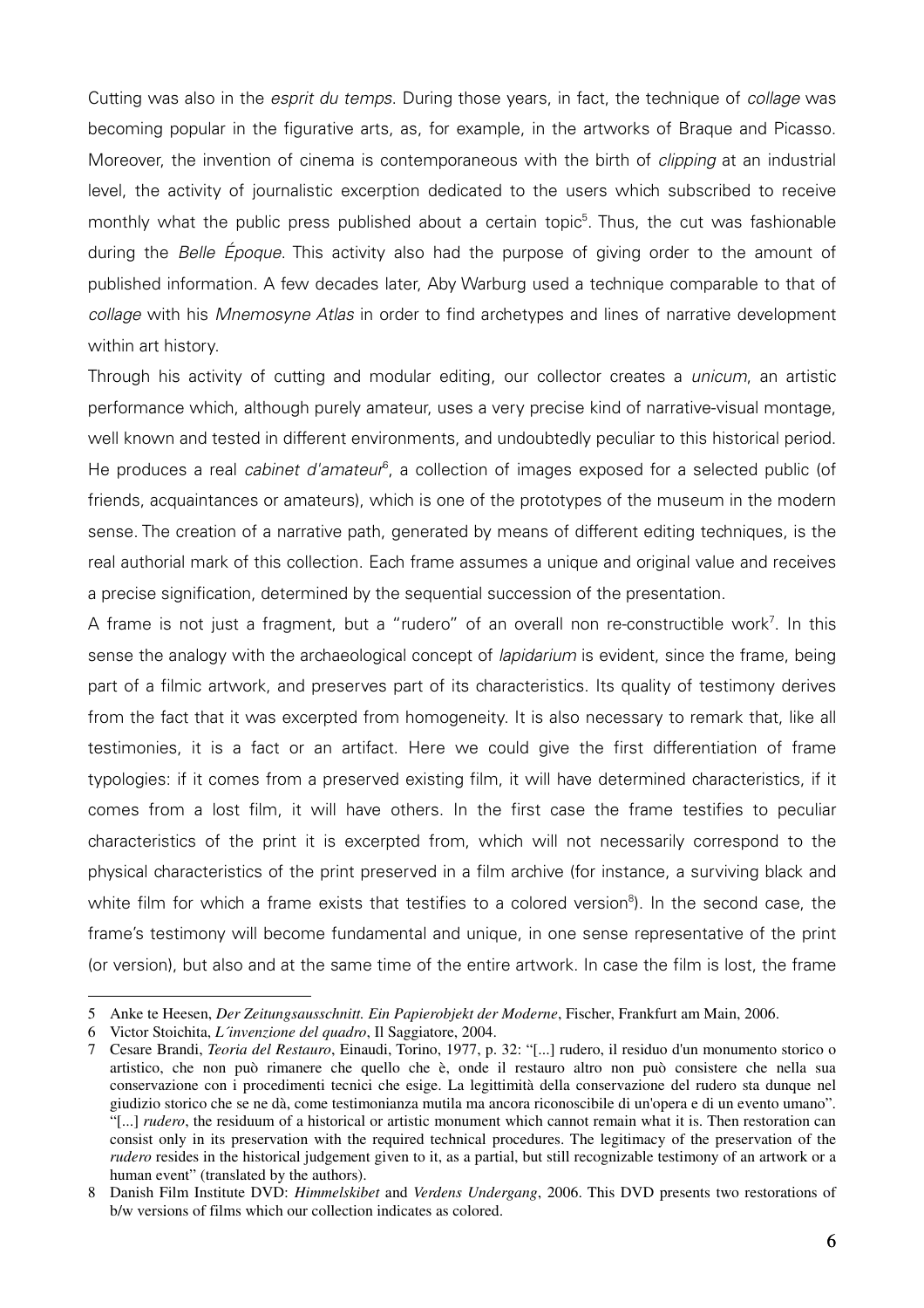Cutting was also in the *esprit du temps*. During those years, in fact, the technique of *collage* was becoming popular in the figurative arts, as, for example, in the artworks of Braque and Picasso. Moreover, the invention of cinema is contemporaneous with the birth of *clipping* at an industrial level, the activity of journalistic excerption dedicated to the users which subscribed to receive monthly what the public press published about a certain topic[5]. Thus, the cut was fashionable during the *Belle Époque*. This activity also had the purpose of giving order to the amount of published information. A few decades later, Aby Warburg used a technique comparable to that of *collage* with his *Mnemosyne Atlas* in order to find archetypes and lines of narrative development within art history.

Through his activity of cutting and modular editing, our collector creates a *unicum*, an artistic performance which, although purely amateur, uses a very precise kind of narrative-visual montage, well known and tested in different environments, and undoubtedly peculiar to this historical period. He produces a real *cabinet d'amateur*[6], a collection of images exposed for a selected public (of friends, acquaintances or amateurs), which is one of the prototypes of the museum in the modern sense. The creation of a narrative path, generated by means of different editing techniques, is the real authorial mark of this collection. Each frame assumes a unique and original value and receives a precise signification, determined by the sequential succession of the presentation.

A frame is not just a fragment, but a "rudero" of an overall non re-constructible work[7]. In this sense the analogy with the archaeological concept of *lapidarium* is evident, since the frame, being part of a filmic artwork, and preserves part of its characteristics. Its quality of testimony derives from the fact that it was excerpted from homogeneity. It is also necessary to remark that, like all testimonies, it is a fact or an artifact. Here we could give the first differentiation of frame typologies: if it comes from a preserved existing film, it will have determined characteristics, if it comes from a lost film, it will have others. In the first case the frame testifies to peculiar characteristics of the print it is excerpted from, which will not necessarily correspond to the physical characteristics of the print preserved in a film archive (for instance, a surviving black and white film for which a frame exists that testifies to a colored version[8]). In the second case, the frame's testimony will become fundamental and unique, in one sense representative of the print (or version), but also and at the same time of the entire artwork. In case the film is lost, the frame

---

5 Anke te Heesen, *Der Zeitungsausschnitt. Ein Papierobjekt der Moderne*, Fischer, Frankfurt am Main, 2006.

6 Victor Stoichita, *L´invenzione del quadro*, Il Saggiatore, 2004.

7 Cesare Brandi, *Teoria del Restauro*, Einaudi, Torino, 1977, p. 32: "[...] rudero, il residuo d'un monumento storico o artistico, che non può rimanere che quello che è, onde il restauro altro non può consistere che nella sua conservazione con i procedimenti tecnici che esige. La legittimità della conservazione del rudero sta dunque nel giudizio storico che se ne dà, come testimonianza mutila ma ancora riconoscibile di un'opera e di un evento umano". "[...] *rudero*, the residuum of a historical or artistic monument which cannot remain what it is. Then restoration can consist only in its preservation with the required technical procedures. The legitimacy of the preservation of the *rudero* resides in the historical judgement given to it, as a partial, but still recognizable testimony of an artwork or a human event" (translated by the authors).

8 Danish Film Institute DVD: *Himmelskibet* and *Verdens Undergang*, 2006. This DVD presents two restorations of b/w versions of films which our collection indicates as colored.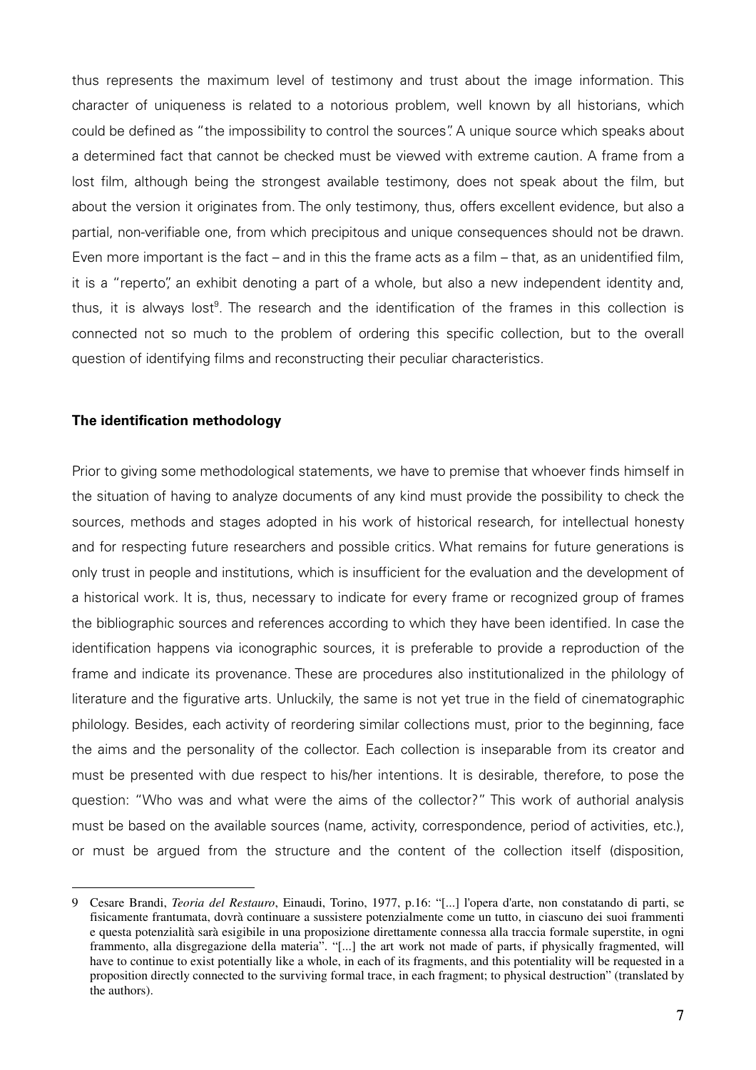thus represents the maximum level of testimony and trust about the image information. This character of uniqueness is related to a notorious problem, well known by all historians, which could be defined as "the impossibility to control the sources". A unique source which speaks about a determined fact that cannot be checked must be viewed with extreme caution. A frame from a lost film, although being the strongest available testimony, does not speak about the film, but about the version it originates from. The only testimony, thus, offers excellent evidence, but also a partial, non-verifiable one, from which precipitous and unique consequences should not be drawn. Even more important is the fact – and in this the frame acts as a film – that, as an unidentified film, it is a "reperto", an exhibit denoting a part of a whole, but also a new independent identity and, thus, it is always lost[9]. The research and the identification of the frames in this collection is connected not so much to the problem of ordering this specific collection, but to the overall question of identifying films and reconstructing their peculiar characteristics.

**The identification methodology**

Prior to giving some methodological statements, we have to premise that whoever finds himself in the situation of having to analyze documents of any kind must provide the possibility to check the sources, methods and stages adopted in his work of historical research, for intellectual honesty and for respecting future researchers and possible critics. What remains for future generations is only trust in people and institutions, which is insufficient for the evaluation and the development of a historical work. It is, thus, necessary to indicate for every frame or recognized group of frames the bibliographic sources and references according to which they have been identified. In case the identification happens via iconographic sources, it is preferable to provide a reproduction of the frame and indicate its provenance. These are procedures also institutionalized in the philology of literature and the figurative arts. Unluckily, the same is not yet true in the field of cinematographic philology. Besides, each activity of reordering similar collections must, prior to the beginning, face the aims and the personality of the collector. Each collection is inseparable from its creator and must be presented with due respect to his/her intentions. It is desirable, therefore, to pose the question: "Who was and what were the aims of the collector?" This work of authorial analysis must be based on the available sources (name, activity, correspondence, period of activities, etc.), or must be argued from the structure and the content of the collection itself (disposition,

---

9 Cesare Brandi, *Teoria del Restauro*, Einaudi, Torino, 1977, p.16: "[...] l'opera d'arte, non constatando di parti, se fisicamente frantumata, dovrà continuare a sussistere potenzialmente come un tutto, in ciascuno dei suoi frammenti e questa potenzialità sarà esigibile in una proposizione direttamente connessa alla traccia formale superstite, in ogni frammento, alla disgregazione della materia". "[...] the art work not made of parts, if physically fragmented, will have to continue to exist potentially like a whole, in each of its fragments, and this potentiality will be requested in a proposition directly connected to the surviving formal trace, in each fragment; to physical destruction" (translated by the authors).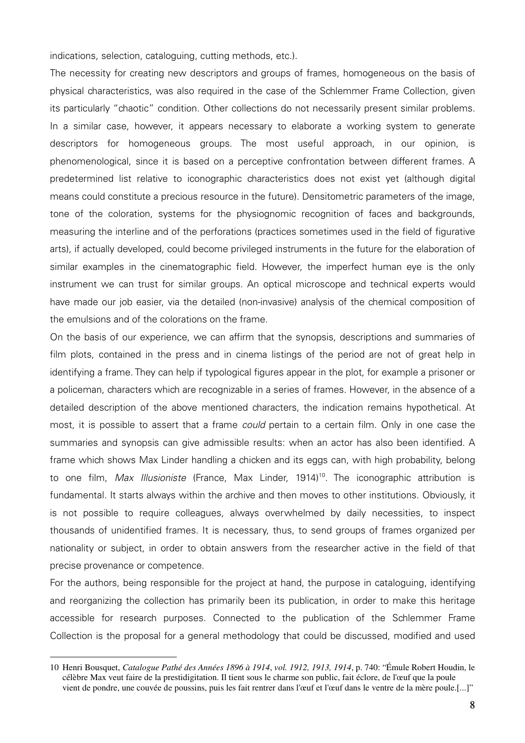indications, selection, cataloguing, cutting methods, etc.).

The necessity for creating new descriptors and groups of frames, homogeneous on the basis of physical characteristics, was also required in the case of the Schlemmer Frame Collection, given its particularly "chaotic" condition. Other collections do not necessarily present similar problems. In a similar case, however, it appears necessary to elaborate a working system to generate descriptors for homogeneous groups. The most useful approach, in our opinion, is phenomenological, since it is based on a perceptive confrontation between different frames. A predetermined list relative to iconographic characteristics does not exist yet (although digital means could constitute a precious resource in the future). Densitometric parameters of the image, tone of the coloration, systems for the physiognomic recognition of faces and backgrounds, measuring the interline and of the perforations (practices sometimes used in the field of figurative arts), if actually developed, could become privileged instruments in the future for the elaboration of similar examples in the cinematographic field. However, the imperfect human eye is the only instrument we can trust for similar groups. An optical microscope and technical experts would have made our job easier, via the detailed (non-invasive) analysis of the chemical composition of the emulsions and of the colorations on the frame.

On the basis of our experience, we can affirm that the synopsis, descriptions and summaries of film plots, contained in the press and in cinema listings of the period are not of great help in identifying a frame. They can help if typological figures appear in the plot, for example a prisoner or a policeman, characters which are recognizable in a series of frames. However, in the absence of a detailed description of the above mentioned characters, the indication remains hypothetical. At most, it is possible to assert that a frame *could* pertain to a certain film. Only in one case the summaries and synopsis can give admissible results: when an actor has also been identified. A frame which shows Max Linder handling a chicken and its eggs can, with high probability, belong to one film, *Max Illusioniste* (France, Max Linder, 1914)[10]. The iconographic attribution is fundamental. It starts always within the archive and then moves to other institutions. Obviously, it is not possible to require colleagues, always overwhelmed by daily necessities, to inspect thousands of unidentified frames. It is necessary, thus, to send groups of frames organized per nationality or subject, in order to obtain answers from the researcher active in the field of that precise provenance or competence.

For the authors, being responsible for the project at hand, the purpose in cataloguing, identifying and reorganizing the collection has primarily been its publication, in order to make this heritage accessible for research purposes. Connected to the publication of the Schlemmer Frame Collection is the proposal for a general methodology that could be discussed, modified and used

---

10 Henri Bousquet, *Catalogue Pathé des Années 1896 à 1914*, *vol. 1912, 1913, 1914*, p. 740: "Émule Robert Houdin, le célèbre Max veut faire de la prestidigitation. Il tient sous le charme son public, fait éclore, de l'œuf que la poule vient de pondre, une couvée de poussins, puis les fait rentrer dans l'œuf et l'œuf dans le ventre de la mère poule.[...]"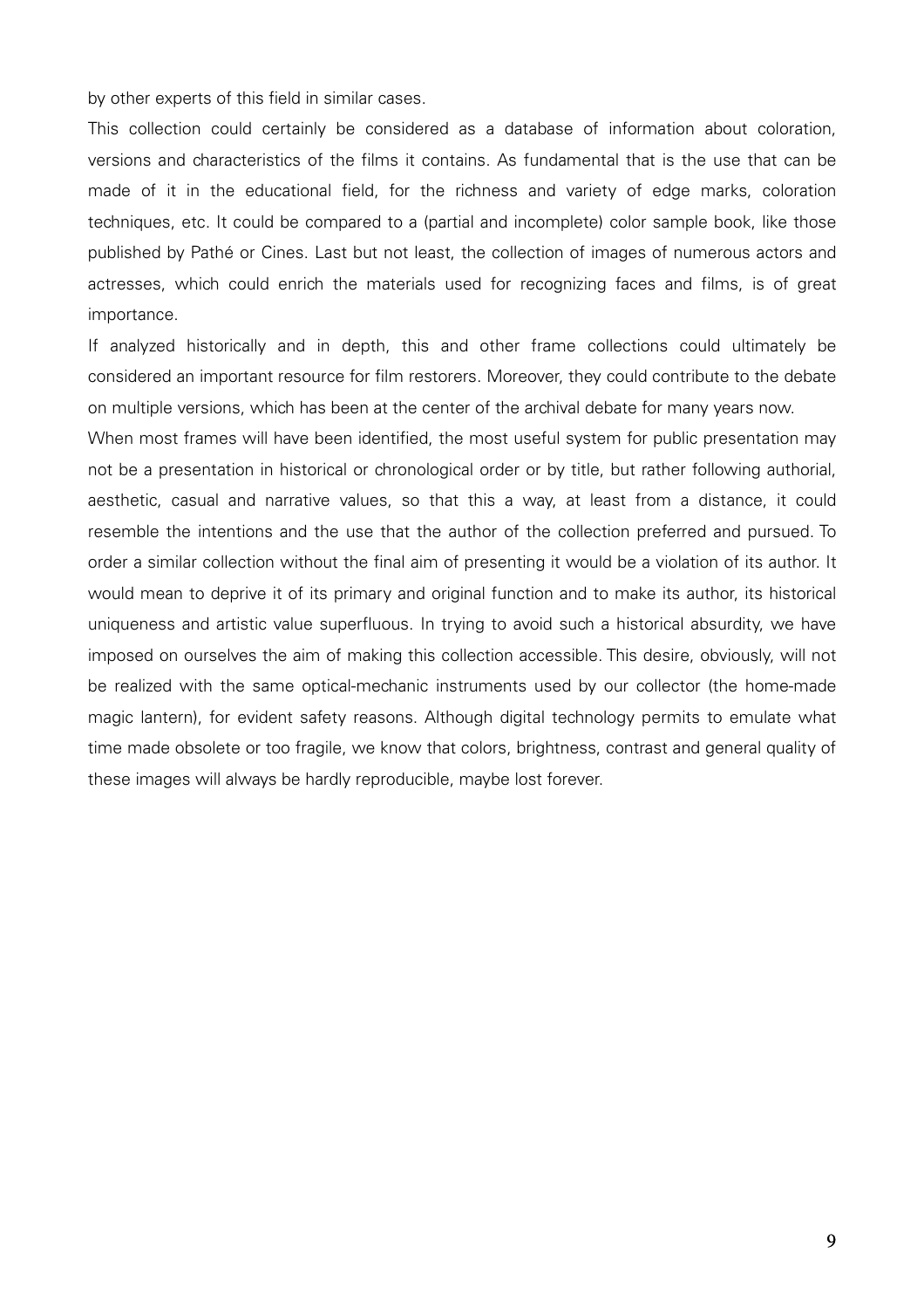by other experts of this field in similar cases.

This collection could certainly be considered as a database of information about coloration, versions and characteristics of the films it contains. As fundamental that is the use that can be made of it in the educational field, for the richness and variety of edge marks, coloration techniques, etc. It could be compared to a (partial and incomplete) color sample book, like those published by Pathé or Cines. Last but not least, the collection of images of numerous actors and actresses, which could enrich the materials used for recognizing faces and films, is of great importance.

If analyzed historically and in depth, this and other frame collections could ultimately be considered an important resource for film restorers. Moreover, they could contribute to the debate on multiple versions, which has been at the center of the archival debate for many years now.

When most frames will have been identified, the most useful system for public presentation may not be a presentation in historical or chronological order or by title, but rather following authorial, aesthetic, casual and narrative values, so that this a way, at least from a distance, it could resemble the intentions and the use that the author of the collection preferred and pursued. To order a similar collection without the final aim of presenting it would be a violation of its author. It would mean to deprive it of its primary and original function and to make its author, its historical uniqueness and artistic value superfluous. In trying to avoid such a historical absurdity, we have imposed on ourselves the aim of making this collection accessible. This desire, obviously, will not be realized with the same optical-mechanic instruments used by our collector (the home-made magic lantern), for evident safety reasons. Although digital technology permits to emulate what time made obsolete or too fragile, we know that colors, brightness, contrast and general quality of these images will always be hardly reproducible, maybe lost forever.